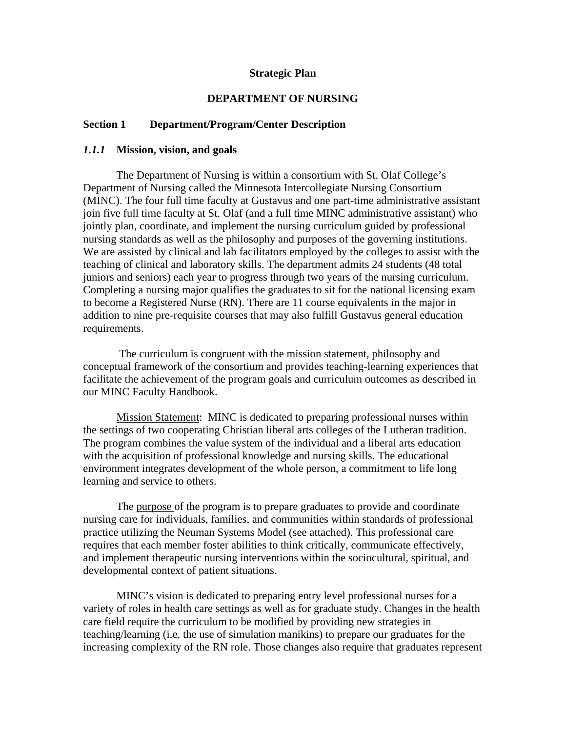**Strategic Plan**

**DEPARTMENT OF NURSING**

## Section 1 Department/Program/Center Description

### *1.1.1* Mission, vision, and goals

The Department of Nursing is within a consortium with St. Olaf College's Department of Nursing called the Minnesota Intercollegiate Nursing Consortium (MINC). The four full time faculty at Gustavus and one part-time administrative assistant join five full time faculty at St. Olaf (and a full time MINC administrative assistant) who jointly plan, coordinate, and implement the nursing curriculum guided by professional nursing standards as well as the philosophy and purposes of the governing institutions. We are assisted by clinical and lab facilitators employed by the colleges to assist with the teaching of clinical and laboratory skills. The department admits 24 students (48 total juniors and seniors) each year to progress through two years of the nursing curriculum. Completing a nursing major qualifies the graduates to sit for the national licensing exam to become a Registered Nurse (RN). There are 11 course equivalents in the major in addition to nine pre-requisite courses that may also fulfill Gustavus general education requirements.

The curriculum is congruent with the mission statement, philosophy and conceptual framework of the consortium and provides teaching-learning experiences that facilitate the achievement of the program goals and curriculum outcomes as described in our MINC Faculty Handbook.

<u>Mission Statement</u>: MINC is dedicated to preparing professional nurses within the settings of two cooperating Christian liberal arts colleges of the Lutheran tradition. The program combines the value system of the individual and a liberal arts education with the acquisition of professional knowledge and nursing skills. The educational environment integrates development of the whole person, a commitment to life long learning and service to others.

The <u>purpose</u> of the program is to prepare graduates to provide and coordinate nursing care for individuals, families, and communities within standards of professional practice utilizing the Neuman Systems Model (see attached). This professional care requires that each member foster abilities to think critically, communicate effectively, and implement therapeutic nursing interventions within the sociocultural, spiritual, and developmental context of patient situations.

MINC's <u>vision</u> is dedicated to preparing entry level professional nurses for a variety of roles in health care settings as well as for graduate study. Changes in the health care field require the curriculum to be modified by providing new strategies in teaching/learning (i.e. the use of simulation manikins) to prepare our graduates for the increasing complexity of the RN role. Those changes also require that graduates represent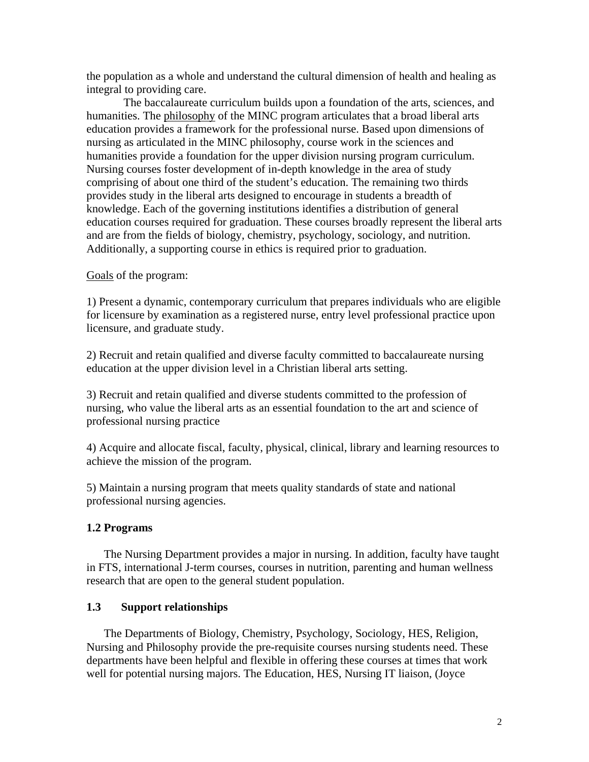the population as a whole and understand the cultural dimension of health and healing as integral to providing care.

The baccalaureate curriculum builds upon a foundation of the arts, sciences, and humanities. The philosophy of the MINC program articulates that a broad liberal arts education provides a framework for the professional nurse. Based upon dimensions of nursing as articulated in the MINC philosophy, course work in the sciences and humanities provide a foundation for the upper division nursing program curriculum. Nursing courses foster development of in-depth knowledge in the area of study comprising of about one third of the student's education. The remaining two thirds provides study in the liberal arts designed to encourage in students a breadth of knowledge. Each of the governing institutions identifies a distribution of general education courses required for graduation. These courses broadly represent the liberal arts and are from the fields of biology, chemistry, psychology, sociology, and nutrition. Additionally, a supporting course in ethics is required prior to graduation.

Goals of the program:

1) Present a dynamic, contemporary curriculum that prepares individuals who are eligible for licensure by examination as a registered nurse, entry level professional practice upon licensure, and graduate study.

2) Recruit and retain qualified and diverse faculty committed to baccalaureate nursing education at the upper division level in a Christian liberal arts setting.

3) Recruit and retain qualified and diverse students committed to the profession of nursing, who value the liberal arts as an essential foundation to the art and science of professional nursing practice

4) Acquire and allocate fiscal, faculty, physical, clinical, library and learning resources to achieve the mission of the program.

5) Maintain a nursing program that meets quality standards of state and national professional nursing agencies.

### 1.2 Programs

The Nursing Department provides a major in nursing. In addition, faculty have taught in FTS, international J-term courses, courses in nutrition, parenting and human wellness research that are open to the general student population.

### 1.3 Support relationships

The Departments of Biology, Chemistry, Psychology, Sociology, HES, Religion, Nursing and Philosophy provide the pre-requisite courses nursing students need. These departments have been helpful and flexible in offering these courses at times that work well for potential nursing majors. The Education, HES, Nursing IT liaison, (Joyce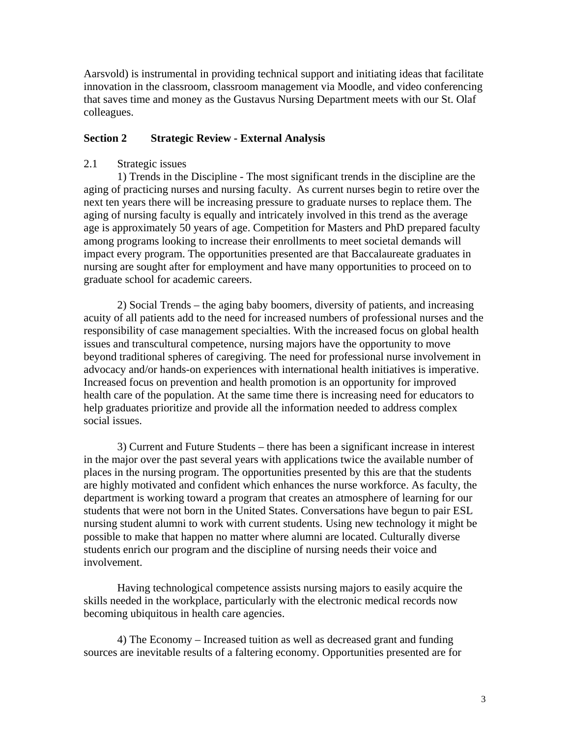Aarsvold) is instrumental in providing technical support and initiating ideas that facilitate innovation in the classroom, classroom management via Moodle, and video conferencing that saves time and money as the Gustavus Nursing Department meets with our St. Olaf colleagues.

## Section 2 Strategic Review - External Analysis

2.1 Strategic issues

1) Trends in the Discipline - The most significant trends in the discipline are the aging of practicing nurses and nursing faculty. As current nurses begin to retire over the next ten years there will be increasing pressure to graduate nurses to replace them. The aging of nursing faculty is equally and intricately involved in this trend as the average age is approximately 50 years of age. Competition for Masters and PhD prepared faculty among programs looking to increase their enrollments to meet societal demands will impact every program. The opportunities presented are that Baccalaureate graduates in nursing are sought after for employment and have many opportunities to proceed on to graduate school for academic careers.

2) Social Trends – the aging baby boomers, diversity of patients, and increasing acuity of all patients add to the need for increased numbers of professional nurses and the responsibility of case management specialties. With the increased focus on global health issues and transcultural competence, nursing majors have the opportunity to move beyond traditional spheres of caregiving. The need for professional nurse involvement in advocacy and/or hands-on experiences with international health initiatives is imperative. Increased focus on prevention and health promotion is an opportunity for improved health care of the population. At the same time there is increasing need for educators to help graduates prioritize and provide all the information needed to address complex social issues.

3) Current and Future Students – there has been a significant increase in interest in the major over the past several years with applications twice the available number of places in the nursing program. The opportunities presented by this are that the students are highly motivated and confident which enhances the nurse workforce. As faculty, the department is working toward a program that creates an atmosphere of learning for our students that were not born in the United States. Conversations have begun to pair ESL nursing student alumni to work with current students. Using new technology it might be possible to make that happen no matter where alumni are located. Culturally diverse students enrich our program and the discipline of nursing needs their voice and involvement.

Having technological competence assists nursing majors to easily acquire the skills needed in the workplace, particularly with the electronic medical records now becoming ubiquitous in health care agencies.

4) The Economy – Increased tuition as well as decreased grant and funding sources are inevitable results of a faltering economy. Opportunities presented are for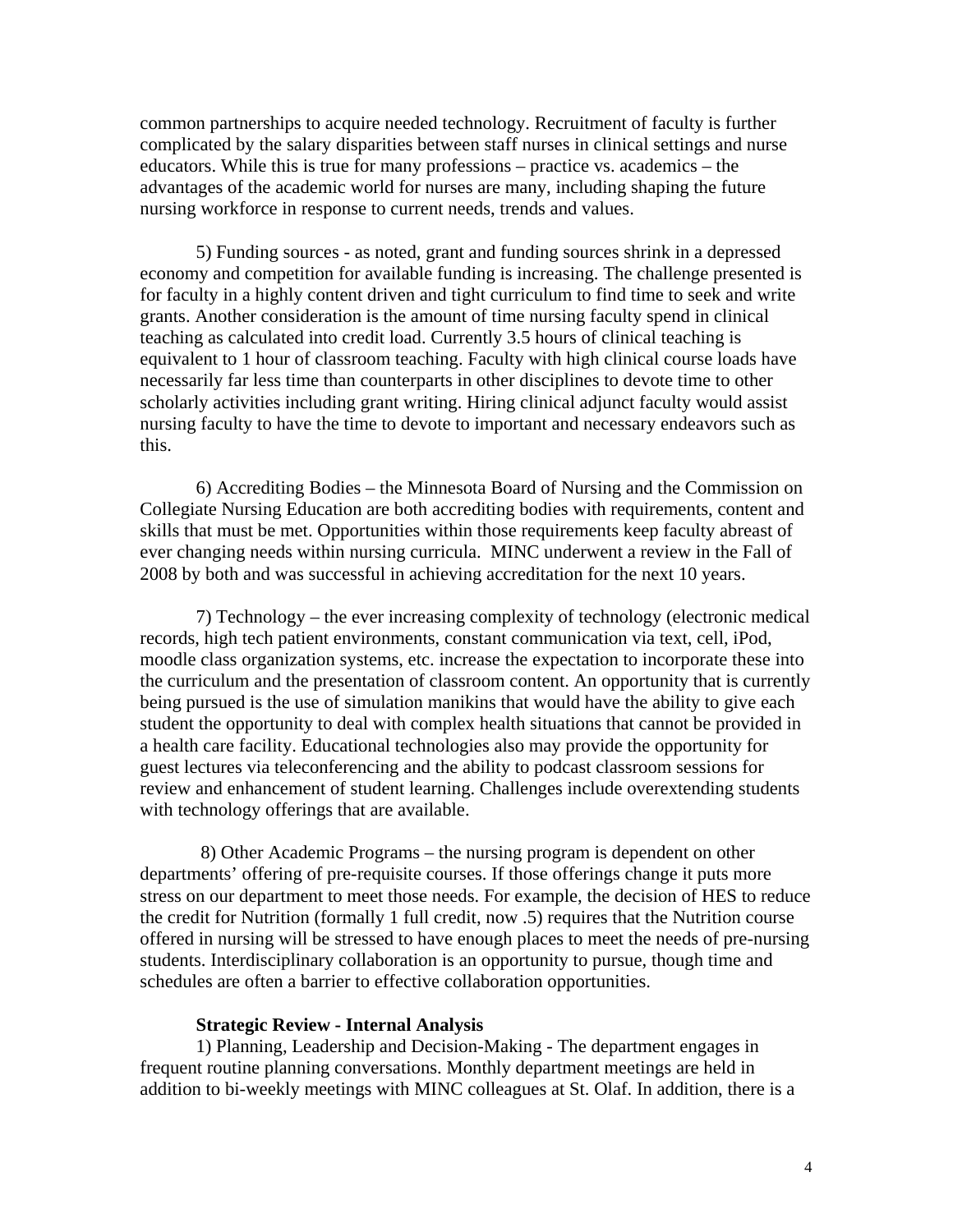common partnerships to acquire needed technology. Recruitment of faculty is further complicated by the salary disparities between staff nurses in clinical settings and nurse educators. While this is true for many professions – practice vs. academics – the advantages of the academic world for nurses are many, including shaping the future nursing workforce in response to current needs, trends and values.

5) Funding sources - as noted, grant and funding sources shrink in a depressed economy and competition for available funding is increasing. The challenge presented is for faculty in a highly content driven and tight curriculum to find time to seek and write grants. Another consideration is the amount of time nursing faculty spend in clinical teaching as calculated into credit load. Currently 3.5 hours of clinical teaching is equivalent to 1 hour of classroom teaching. Faculty with high clinical course loads have necessarily far less time than counterparts in other disciplines to devote time to other scholarly activities including grant writing. Hiring clinical adjunct faculty would assist nursing faculty to have the time to devote to important and necessary endeavors such as this.

6) Accrediting Bodies – the Minnesota Board of Nursing and the Commission on Collegiate Nursing Education are both accrediting bodies with requirements, content and skills that must be met. Opportunities within those requirements keep faculty abreast of ever changing needs within nursing curricula. MINC underwent a review in the Fall of 2008 by both and was successful in achieving accreditation for the next 10 years.

7) Technology – the ever increasing complexity of technology (electronic medical records, high tech patient environments, constant communication via text, cell, iPod, moodle class organization systems, etc. increase the expectation to incorporate these into the curriculum and the presentation of classroom content. An opportunity that is currently being pursued is the use of simulation manikins that would have the ability to give each student the opportunity to deal with complex health situations that cannot be provided in a health care facility. Educational technologies also may provide the opportunity for guest lectures via teleconferencing and the ability to podcast classroom sessions for review and enhancement of student learning. Challenges include overextending students with technology offerings that are available.

8) Other Academic Programs – the nursing program is dependent on other departments' offering of pre-requisite courses. If those offerings change it puts more stress on our department to meet those needs. For example, the decision of HES to reduce the credit for Nutrition (formally 1 full credit, now .5) requires that the Nutrition course offered in nursing will be stressed to have enough places to meet the needs of pre-nursing students. Interdisciplinary collaboration is an opportunity to pursue, though time and schedules are often a barrier to effective collaboration opportunities.

**Strategic Review - Internal Analysis**

1) Planning, Leadership and Decision-Making - The department engages in frequent routine planning conversations. Monthly department meetings are held in addition to bi-weekly meetings with MINC colleagues at St. Olaf. In addition, there is a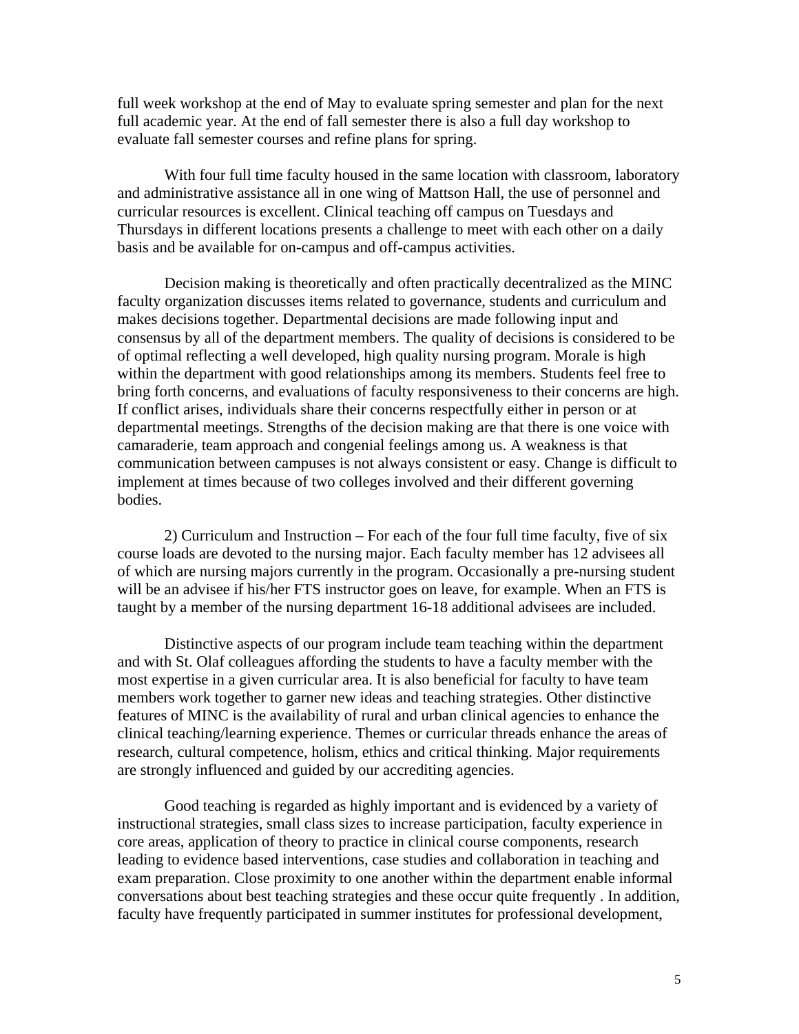full week workshop at the end of May to evaluate spring semester and plan for the next full academic year. At the end of fall semester there is also a full day workshop to evaluate fall semester courses and refine plans for spring.

With four full time faculty housed in the same location with classroom, laboratory and administrative assistance all in one wing of Mattson Hall, the use of personnel and curricular resources is excellent. Clinical teaching off campus on Tuesdays and Thursdays in different locations presents a challenge to meet with each other on a daily basis and be available for on-campus and off-campus activities.

Decision making is theoretically and often practically decentralized as the MINC faculty organization discusses items related to governance, students and curriculum and makes decisions together. Departmental decisions are made following input and consensus by all of the department members. The quality of decisions is considered to be of optimal reflecting a well developed, high quality nursing program. Morale is high within the department with good relationships among its members. Students feel free to bring forth concerns, and evaluations of faculty responsiveness to their concerns are high. If conflict arises, individuals share their concerns respectfully either in person or at departmental meetings. Strengths of the decision making are that there is one voice with camaraderie, team approach and congenial feelings among us. A weakness is that communication between campuses is not always consistent or easy. Change is difficult to implement at times because of two colleges involved and their different governing bodies.

2) Curriculum and Instruction – For each of the four full time faculty, five of six course loads are devoted to the nursing major. Each faculty member has 12 advisees all of which are nursing majors currently in the program. Occasionally a pre-nursing student will be an advisee if his/her FTS instructor goes on leave, for example. When an FTS is taught by a member of the nursing department 16-18 additional advisees are included.

Distinctive aspects of our program include team teaching within the department and with St. Olaf colleagues affording the students to have a faculty member with the most expertise in a given curricular area. It is also beneficial for faculty to have team members work together to garner new ideas and teaching strategies. Other distinctive features of MINC is the availability of rural and urban clinical agencies to enhance the clinical teaching/learning experience. Themes or curricular threads enhance the areas of research, cultural competence, holism, ethics and critical thinking. Major requirements are strongly influenced and guided by our accrediting agencies.

Good teaching is regarded as highly important and is evidenced by a variety of instructional strategies, small class sizes to increase participation, faculty experience in core areas, application of theory to practice in clinical course components, research leading to evidence based interventions, case studies and collaboration in teaching and exam preparation. Close proximity to one another within the department enable informal conversations about best teaching strategies and these occur quite frequently . In addition, faculty have frequently participated in summer institutes for professional development,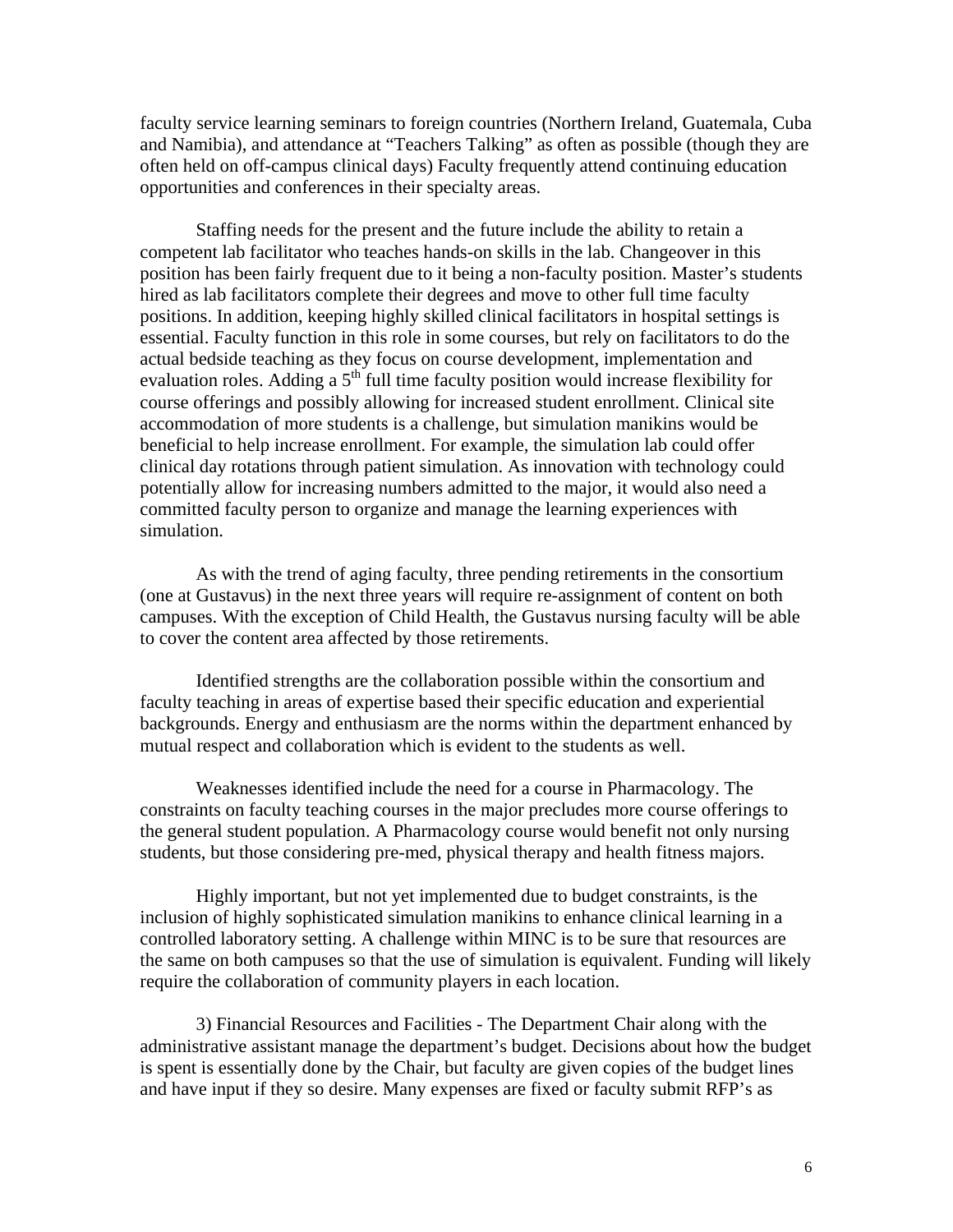faculty service learning seminars to foreign countries (Northern Ireland, Guatemala, Cuba and Namibia), and attendance at "Teachers Talking" as often as possible (though they are often held on off-campus clinical days) Faculty frequently attend continuing education opportunities and conferences in their specialty areas.

Staffing needs for the present and the future include the ability to retain a competent lab facilitator who teaches hands-on skills in the lab. Changeover in this position has been fairly frequent due to it being a non-faculty position. Master's students hired as lab facilitators complete their degrees and move to other full time faculty positions. In addition, keeping highly skilled clinical facilitators in hospital settings is essential. Faculty function in this role in some courses, but rely on facilitators to do the actual bedside teaching as they focus on course development, implementation and evaluation roles. Adding a 5th full time faculty position would increase flexibility for course offerings and possibly allowing for increased student enrollment. Clinical site accommodation of more students is a challenge, but simulation manikins would be beneficial to help increase enrollment. For example, the simulation lab could offer clinical day rotations through patient simulation. As innovation with technology could potentially allow for increasing numbers admitted to the major, it would also need a committed faculty person to organize and manage the learning experiences with simulation.

As with the trend of aging faculty, three pending retirements in the consortium (one at Gustavus) in the next three years will require re-assignment of content on both campuses. With the exception of Child Health, the Gustavus nursing faculty will be able to cover the content area affected by those retirements.

Identified strengths are the collaboration possible within the consortium and faculty teaching in areas of expertise based their specific education and experiential backgrounds. Energy and enthusiasm are the norms within the department enhanced by mutual respect and collaboration which is evident to the students as well.

Weaknesses identified include the need for a course in Pharmacology. The constraints on faculty teaching courses in the major precludes more course offerings to the general student population. A Pharmacology course would benefit not only nursing students, but those considering pre-med, physical therapy and health fitness majors.

Highly important, but not yet implemented due to budget constraints, is the inclusion of highly sophisticated simulation manikins to enhance clinical learning in a controlled laboratory setting. A challenge within MINC is to be sure that resources are the same on both campuses so that the use of simulation is equivalent. Funding will likely require the collaboration of community players in each location.

3) Financial Resources and Facilities - The Department Chair along with the administrative assistant manage the department's budget. Decisions about how the budget is spent is essentially done by the Chair, but faculty are given copies of the budget lines and have input if they so desire. Many expenses are fixed or faculty submit RFP's as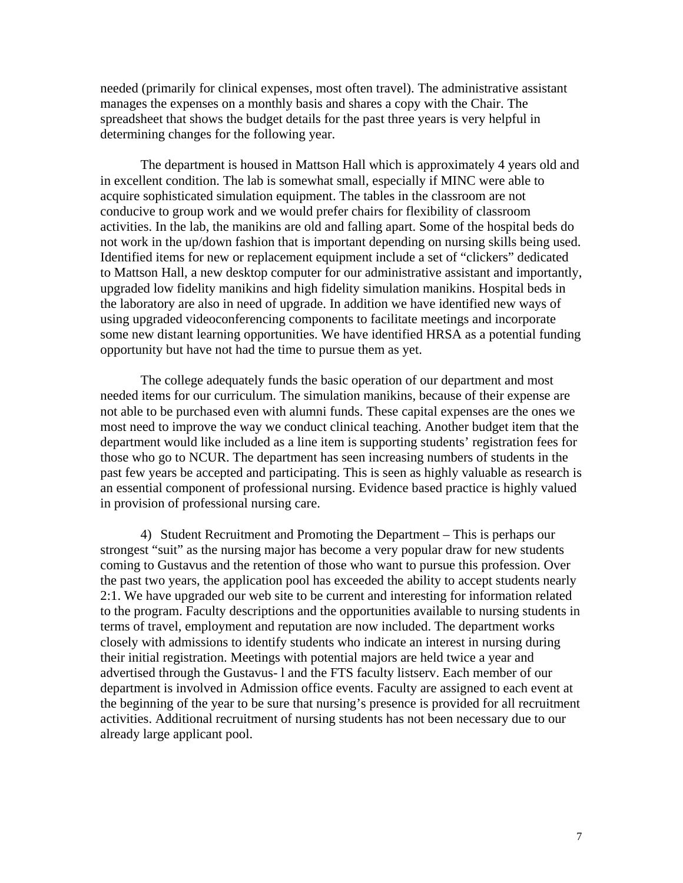needed (primarily for clinical expenses, most often travel). The administrative assistant manages the expenses on a monthly basis and shares a copy with the Chair. The spreadsheet that shows the budget details for the past three years is very helpful in determining changes for the following year.

The department is housed in Mattson Hall which is approximately 4 years old and in excellent condition. The lab is somewhat small, especially if MINC were able to acquire sophisticated simulation equipment. The tables in the classroom are not conducive to group work and we would prefer chairs for flexibility of classroom activities. In the lab, the manikins are old and falling apart. Some of the hospital beds do not work in the up/down fashion that is important depending on nursing skills being used. Identified items for new or replacement equipment include a set of "clickers" dedicated to Mattson Hall, a new desktop computer for our administrative assistant and importantly, upgraded low fidelity manikins and high fidelity simulation manikins. Hospital beds in the laboratory are also in need of upgrade. In addition we have identified new ways of using upgraded videoconferencing components to facilitate meetings and incorporate some new distant learning opportunities. We have identified HRSA as a potential funding opportunity but have not had the time to pursue them as yet.

The college adequately funds the basic operation of our department and most needed items for our curriculum. The simulation manikins, because of their expense are not able to be purchased even with alumni funds. These capital expenses are the ones we most need to improve the way we conduct clinical teaching. Another budget item that the department would like included as a line item is supporting students' registration fees for those who go to NCUR. The department has seen increasing numbers of students in the past few years be accepted and participating. This is seen as highly valuable as research is an essential component of professional nursing. Evidence based practice is highly valued in provision of professional nursing care.

4) Student Recruitment and Promoting the Department – This is perhaps our strongest "suit" as the nursing major has become a very popular draw for new students coming to Gustavus and the retention of those who want to pursue this profession. Over the past two years, the application pool has exceeded the ability to accept students nearly 2:1. We have upgraded our web site to be current and interesting for information related to the program. Faculty descriptions and the opportunities available to nursing students in terms of travel, employment and reputation are now included. The department works closely with admissions to identify students who indicate an interest in nursing during their initial registration. Meetings with potential majors are held twice a year and advertised through the Gustavus- l and the FTS faculty listserv. Each member of our department is involved in Admission office events. Faculty are assigned to each event at the beginning of the year to be sure that nursing's presence is provided for all recruitment activities. Additional recruitment of nursing students has not been necessary due to our already large applicant pool.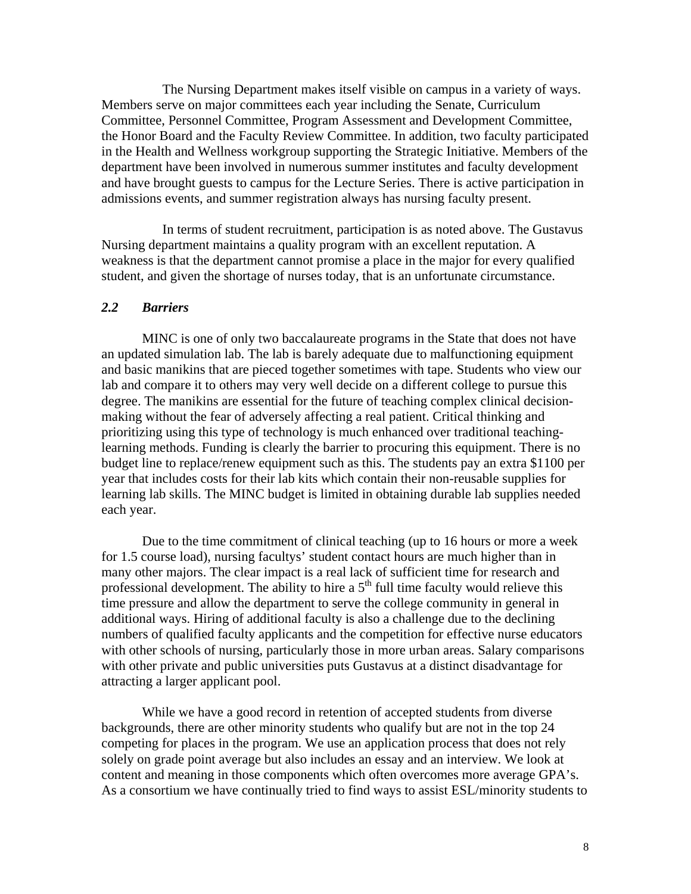The Nursing Department makes itself visible on campus in a variety of ways. Members serve on major committees each year including the Senate, Curriculum Committee, Personnel Committee, Program Assessment and Development Committee, the Honor Board and the Faculty Review Committee. In addition, two faculty participated in the Health and Wellness workgroup supporting the Strategic Initiative. Members of the department have been involved in numerous summer institutes and faculty development and have brought guests to campus for the Lecture Series. There is active participation in admissions events, and summer registration always has nursing faculty present.

In terms of student recruitment, participation is as noted above. The Gustavus Nursing department maintains a quality program with an excellent reputation. A weakness is that the department cannot promise a place in the major for every qualified student, and given the shortage of nurses today, that is an unfortunate circumstance.

### *2.2 Barriers*

MINC is one of only two baccalaureate programs in the State that does not have an updated simulation lab. The lab is barely adequate due to malfunctioning equipment and basic manikins that are pieced together sometimes with tape. Students who view our lab and compare it to others may very well decide on a different college to pursue this degree. The manikins are essential for the future of teaching complex clinical decision-making without the fear of adversely affecting a real patient. Critical thinking and prioritizing using this type of technology is much enhanced over traditional teaching-learning methods. Funding is clearly the barrier to procuring this equipment. There is no budget line to replace/renew equipment such as this. The students pay an extra $1100 per year that includes costs for their lab kits which contain their non-reusable supplies for learning lab skills. The MINC budget is limited in obtaining durable lab supplies needed each year.

Due to the time commitment of clinical teaching (up to 16 hours or more a week for 1.5 course load), nursing facultys' student contact hours are much higher than in many other majors. The clear impact is a real lack of sufficient time for research and professional development. The ability to hire a 5th full time faculty would relieve this time pressure and allow the department to serve the college community in general in additional ways. Hiring of additional faculty is also a challenge due to the declining numbers of qualified faculty applicants and the competition for effective nurse educators with other schools of nursing, particularly those in more urban areas. Salary comparisons with other private and public universities puts Gustavus at a distinct disadvantage for attracting a larger applicant pool.

While we have a good record in retention of accepted students from diverse backgrounds, there are other minority students who qualify but are not in the top 24 competing for places in the program. We use an application process that does not rely solely on grade point average but also includes an essay and an interview. We look at content and meaning in those components which often overcomes more average GPA's. As a consortium we have continually tried to find ways to assist ESL/minority students to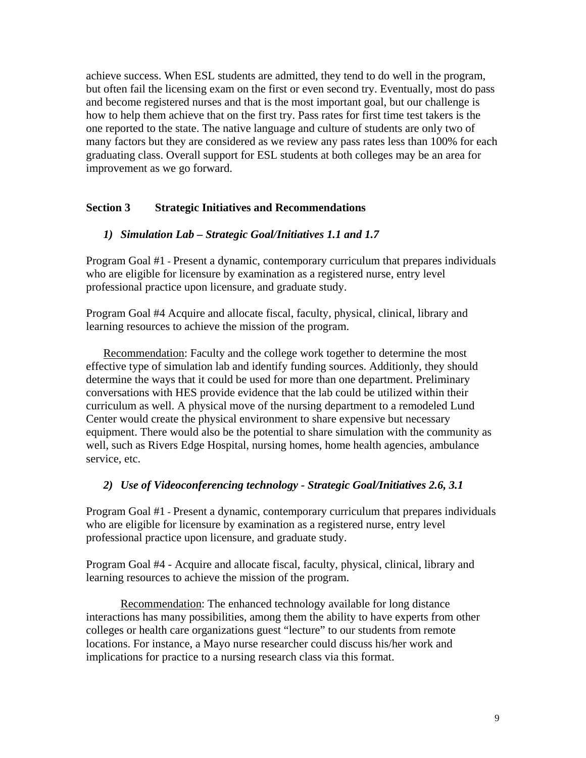achieve success. When ESL students are admitted, they tend to do well in the program, but often fail the licensing exam on the first or even second try. Eventually, most do pass and become registered nurses and that is the most important goal, but our challenge is how to help them achieve that on the first try. Pass rates for first time test takers is the one reported to the state. The native language and culture of students are only two of many factors but they are considered as we review any pass rates less than 100% for each graduating class. Overall support for ESL students at both colleges may be an area for improvement as we go forward.

## Section 3 Strategic Initiatives and Recommendations

### *1) Simulation Lab – Strategic Goal/Initiatives 1.1 and 1.7*

Program Goal #1 - Present a dynamic, contemporary curriculum that prepares individuals who are eligible for licensure by examination as a registered nurse, entry level professional practice upon licensure, and graduate study.

Program Goal #4 Acquire and allocate fiscal, faculty, physical, clinical, library and learning resources to achieve the mission of the program.

<u>Recommendation</u>: Faculty and the college work together to determine the most effective type of simulation lab and identify funding sources. Additionly, they should determine the ways that it could be used for more than one department. Preliminary conversations with HES provide evidence that the lab could be utilized within their curriculum as well. A physical move of the nursing department to a remodeled Lund Center would create the physical environment to share expensive but necessary equipment. There would also be the potential to share simulation with the community as well, such as Rivers Edge Hospital, nursing homes, home health agencies, ambulance service, etc.

### *2) Use of Videoconferencing technology - Strategic Goal/Initiatives 2.6, 3.1*

Program Goal #1 - Present a dynamic, contemporary curriculum that prepares individuals who are eligible for licensure by examination as a registered nurse, entry level professional practice upon licensure, and graduate study.

Program Goal #4 - Acquire and allocate fiscal, faculty, physical, clinical, library and learning resources to achieve the mission of the program.

<u>Recommendation</u>: The enhanced technology available for long distance interactions has many possibilities, among them the ability to have experts from other colleges or health care organizations guest "lecture" to our students from remote locations. For instance, a Mayo nurse researcher could discuss his/her work and implications for practice to a nursing research class via this format.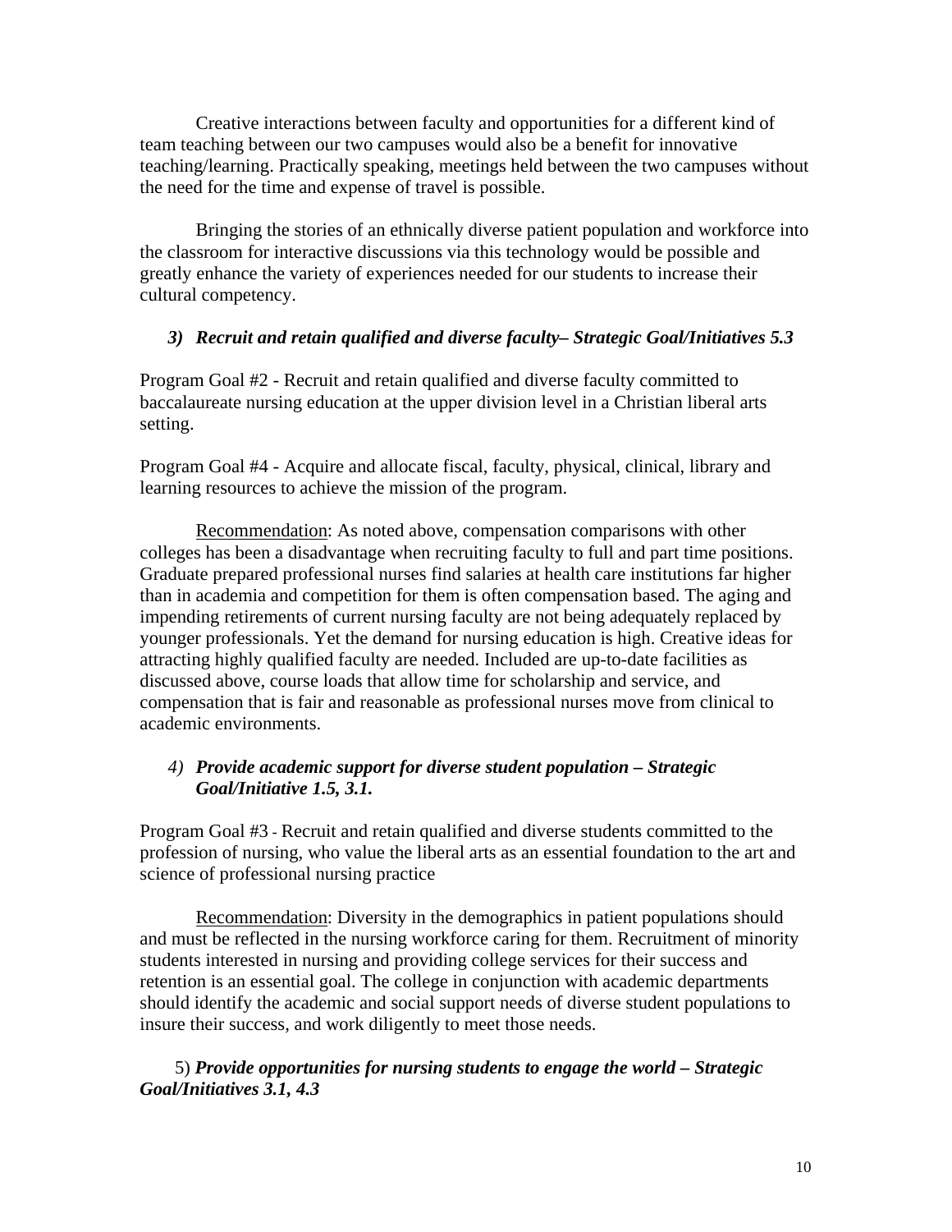Creative interactions between faculty and opportunities for a different kind of team teaching between our two campuses would also be a benefit for innovative teaching/learning. Practically speaking, meetings held between the two campuses without the need for the time and expense of travel is possible.

Bringing the stories of an ethnically diverse patient population and workforce into the classroom for interactive discussions via this technology would be possible and greatly enhance the variety of experiences needed for our students to increase their cultural competency.

3) ***Recruit and retain qualified and diverse faculty– Strategic Goal/Initiatives 5.3***

Program Goal #2 - Recruit and retain qualified and diverse faculty committed to baccalaureate nursing education at the upper division level in a Christian liberal arts setting.

Program Goal #4 - Acquire and allocate fiscal, faculty, physical, clinical, library and learning resources to achieve the mission of the program.

Recommendation: As noted above, compensation comparisons with other colleges has been a disadvantage when recruiting faculty to full and part time positions. Graduate prepared professional nurses find salaries at health care institutions far higher than in academia and competition for them is often compensation based. The aging and impending retirements of current nursing faculty are not being adequately replaced by younger professionals. Yet the demand for nursing education is high. Creative ideas for attracting highly qualified faculty are needed. Included are up-to-date facilities as discussed above, course loads that allow time for scholarship and service, and compensation that is fair and reasonable as professional nurses move from clinical to academic environments.

4) ***Provide academic support for diverse student population – Strategic Goal/Initiative 1.5, 3.1.***

Program Goal #3 - Recruit and retain qualified and diverse students committed to the profession of nursing, who value the liberal arts as an essential foundation to the art and science of professional nursing practice

Recommendation: Diversity in the demographics in patient populations should and must be reflected in the nursing workforce caring for them. Recruitment of minority students interested in nursing and providing college services for their success and retention is an essential goal. The college in conjunction with academic departments should identify the academic and social support needs of diverse student populations to insure their success, and work diligently to meet those needs.

5) ***Provide opportunities for nursing students to engage the world – Strategic Goal/Initiatives 3.1, 4.3***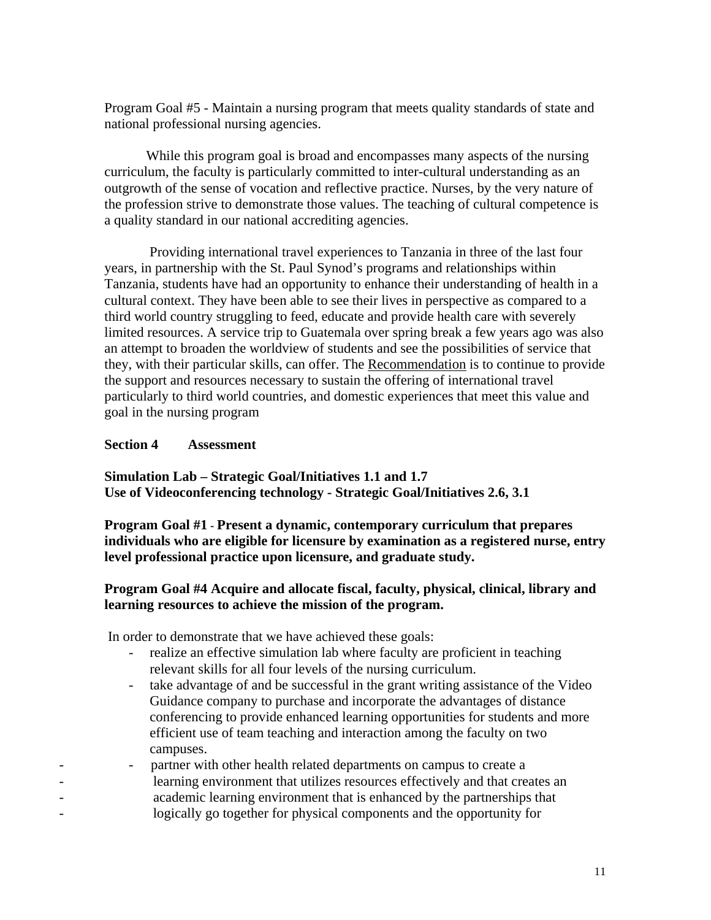Program Goal #5 - Maintain a nursing program that meets quality standards of state and national professional nursing agencies.

While this program goal is broad and encompasses many aspects of the nursing curriculum, the faculty is particularly committed to inter-cultural understanding as an outgrowth of the sense of vocation and reflective practice. Nurses, by the very nature of the profession strive to demonstrate those values. The teaching of cultural competence is a quality standard in our national accrediting agencies.

Providing international travel experiences to Tanzania in three of the last four years, in partnership with the St. Paul Synod's programs and relationships within Tanzania, students have had an opportunity to enhance their understanding of health in a cultural context. They have been able to see their lives in perspective as compared to a third world country struggling to feed, educate and provide health care with severely limited resources. A service trip to Guatemala over spring break a few years ago was also an attempt to broaden the worldview of students and see the possibilities of service that they, with their particular skills, can offer. The Recommendation is to continue to provide the support and resources necessary to sustain the offering of international travel particularly to third world countries, and domestic experiences that meet this value and goal in the nursing program

**Section 4 Assessment**

**Simulation Lab – Strategic Goal/Initiatives 1.1 and 1.7**
**Use of Videoconferencing technology - Strategic Goal/Initiatives 2.6, 3.1**

**Program Goal #1 - Present a dynamic, contemporary curriculum that prepares individuals who are eligible for licensure by examination as a registered nurse, entry level professional practice upon licensure, and graduate study.**

**Program Goal #4 Acquire and allocate fiscal, faculty, physical, clinical, library and learning resources to achieve the mission of the program.**

In order to demonstrate that we have achieved these goals:

- realize an effective simulation lab where faculty are proficient in teaching relevant skills for all four levels of the nursing curriculum.
- take advantage of and be successful in the grant writing assistance of the Video Guidance company to purchase and incorporate the advantages of distance conferencing to provide enhanced learning opportunities for students and more efficient use of team teaching and interaction among the faculty on two campuses.
- partner with other health related departments on campus to create a learning environment that utilizes resources effectively and that creates an academic learning environment that is enhanced by the partnerships that logically go together for physical components and the opportunity for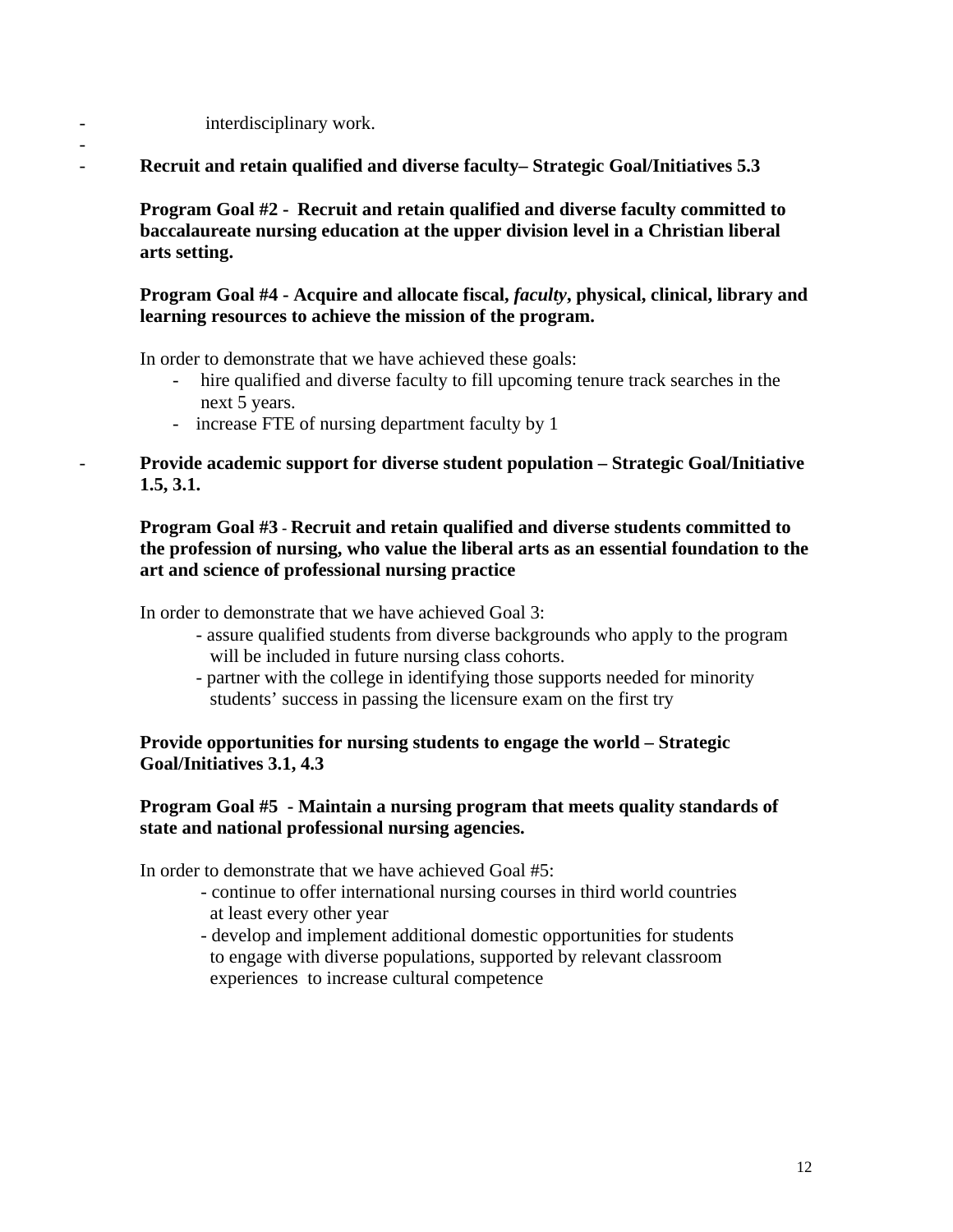- interdisciplinary work.
-
- **Recruit and retain qualified and diverse faculty– Strategic Goal/Initiatives 5.3**

  **Program Goal #2 - Recruit and retain qualified and diverse faculty committed to baccalaureate nursing education at the upper division level in a Christian liberal arts setting.**

  **Program Goal #4 - Acquire and allocate fiscal, *faculty*, physical, clinical, library and learning resources to achieve the mission of the program.**

  In order to demonstrate that we have achieved these goals:
  - hire qualified and diverse faculty to fill upcoming tenure track searches in the next 5 years.
  - increase FTE of nursing department faculty by 1

- **Provide academic support for diverse student population – Strategic Goal/Initiative 1.5, 3.1.**

  **Program Goal #3 - Recruit and retain qualified and diverse students committed to the profession of nursing, who value the liberal arts as an essential foundation to the art and science of professional nursing practice**

  In order to demonstrate that we have achieved Goal 3:
  - assure qualified students from diverse backgrounds who apply to the program will be included in future nursing class cohorts.
  - partner with the college in identifying those supports needed for minority students' success in passing the licensure exam on the first try

**Provide opportunities for nursing students to engage the world – Strategic Goal/Initiatives 3.1, 4.3**

**Program Goal #5 - Maintain a nursing program that meets quality standards of state and national professional nursing agencies.**

In order to demonstrate that we have achieved Goal #5:
- continue to offer international nursing courses in third world countries at least every other year
- develop and implement additional domestic opportunities for students to engage with diverse populations, supported by relevant classroom experiences to increase cultural competence